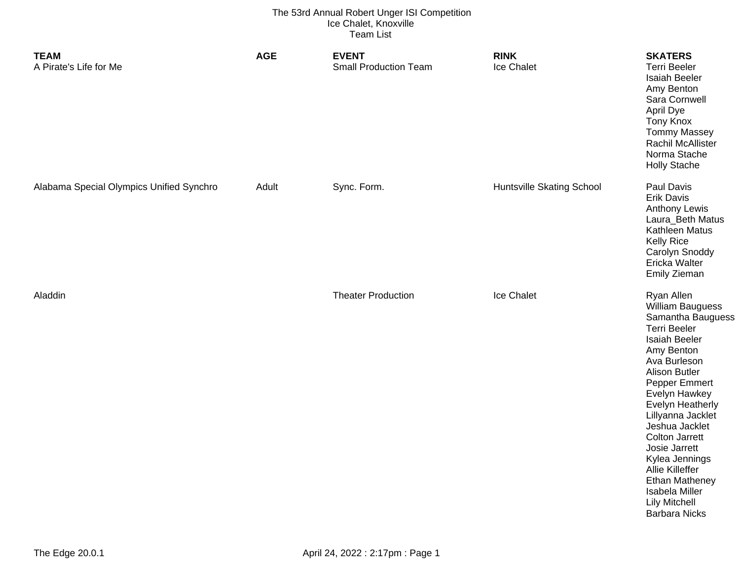# The 53rd Annual Robert Unger ISI Competition

Ice Chalet, Knoxville

Team List

| TEAM | AGE | EVENT | RINK | SKATERS |
|---|---|---|---|---|
| A Pirate's Life for Me | | Small Production Team | Ice Chalet | Terri Beeler<br>Isaiah Beeler<br>Amy Benton<br>Sara Cornwell<br>April Dye<br>Tony Knox<br>Tommy Massey<br>Rachil McAllister<br>Norma Stache<br>Holly Stache |
| Alabama Special Olympics Unified Synchro | Adult | Sync. Form. | Huntsville Skating School | Paul Davis<br>Erik Davis<br>Anthony Lewis<br>Laura_Beth Matus<br>Kathleen Matus<br>Kelly Rice<br>Carolyn Snoddy<br>Ericka Walter<br>Emily Zieman |
| Aladdin | | Theater Production | Ice Chalet | Ryan Allen<br>William Bauguess<br>Samantha Bauguess<br>Terri Beeler<br>Isaiah Beeler<br>Amy Benton<br>Ava Burleson<br>Alison Butler<br>Pepper Emmert<br>Evelyn Hawkey<br>Evelyn Heatherly<br>Lillyanna Jacklet<br>Jeshua Jacklet<br>Colton Jarrett<br>Josie Jarrett<br>Kylea Jennings<br>Allie Killeffer<br>Ethan Matheney<br>Isabela Miller<br>Lily Mitchell<br>Barbara Nicks |

The Edge 20.0.1

April 24, 2022 : 2:17pm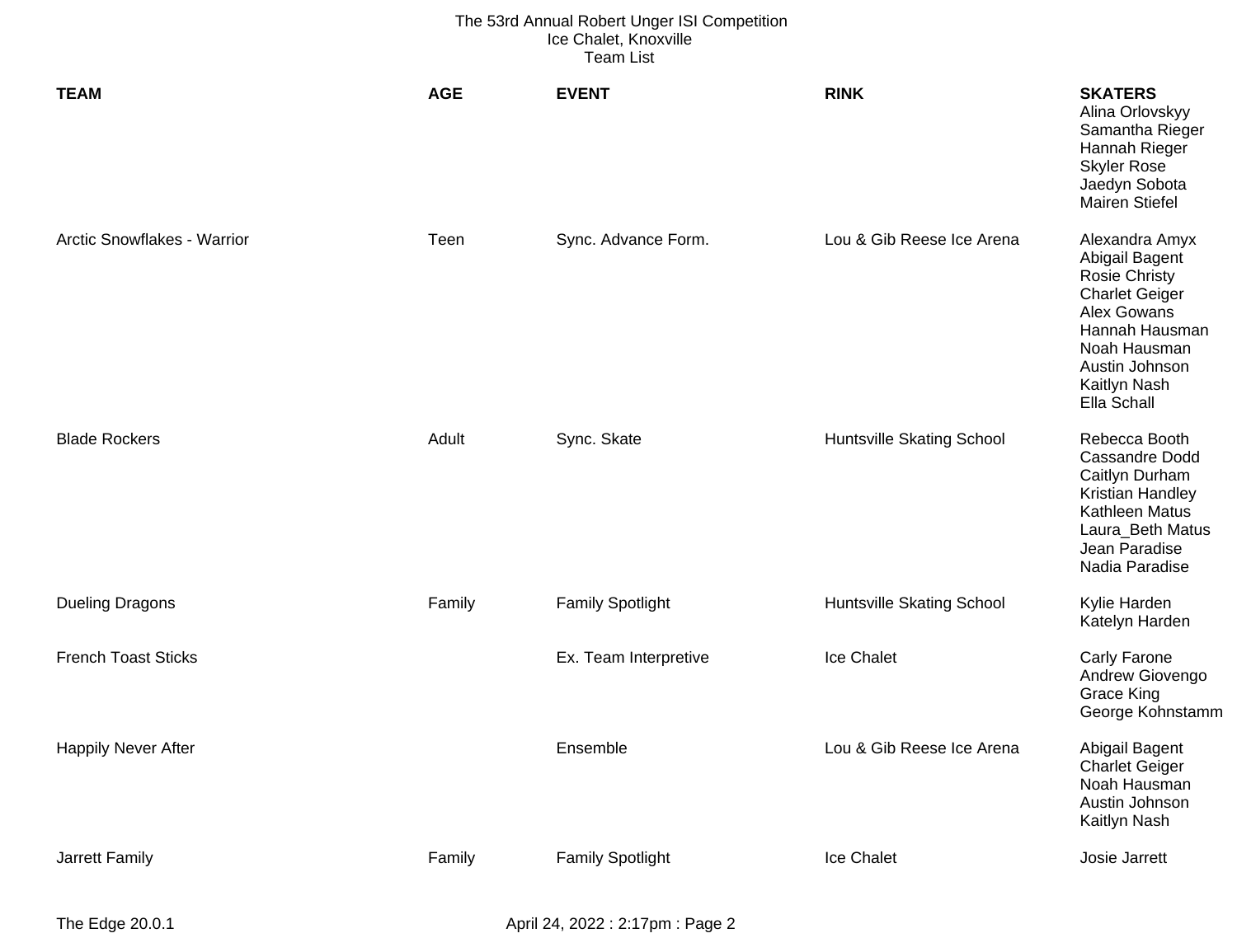The 53rd Annual Robert Unger ISI Competition
Ice Chalet, Knoxville
Team List

| TEAM | AGE | EVENT | RINK | SKATERS |
|---|---|---|---|---|
| | | | | Alina Orlovskyy<br>Samantha Rieger<br>Hannah Rieger<br>Skyler Rose<br>Jaedyn Sobota<br>Mairen Stiefel |
| Arctic Snowflakes - Warrior | Teen | Sync. Advance Form. | Lou & Gib Reese Ice Arena | Alexandra Amyx<br>Abigail Bagent<br>Rosie Christy<br>Charlet Geiger<br>Alex Gowans<br>Hannah Hausman<br>Noah Hausman<br>Austin Johnson<br>Kaitlyn Nash<br>Ella Schall |
| Blade Rockers | Adult | Sync. Skate | Huntsville Skating School | Rebecca Booth<br>Cassandre Dodd<br>Caitlyn Durham<br>Kristian Handley<br>Kathleen Matus<br>Laura_Beth Matus<br>Jean Paradise<br>Nadia Paradise |
| Dueling Dragons | Family | Family Spotlight | Huntsville Skating School | Kylie Harden<br>Katelyn Harden |
| French Toast Sticks | | Ex. Team Interpretive | Ice Chalet | Carly Farone<br>Andrew Giovengo<br>Grace King<br>George Kohnstamm |
| Happily Never After | | Ensemble | Lou & Gib Reese Ice Arena | Abigail Bagent<br>Charlet Geiger<br>Noah Hausman<br>Austin Johnson<br>Kaitlyn Nash |
| Jarrett Family | Family | Family Spotlight | Ice Chalet | Josie Jarrett |

The Edge 20.0.1 April 24, 2022 : 2:17pm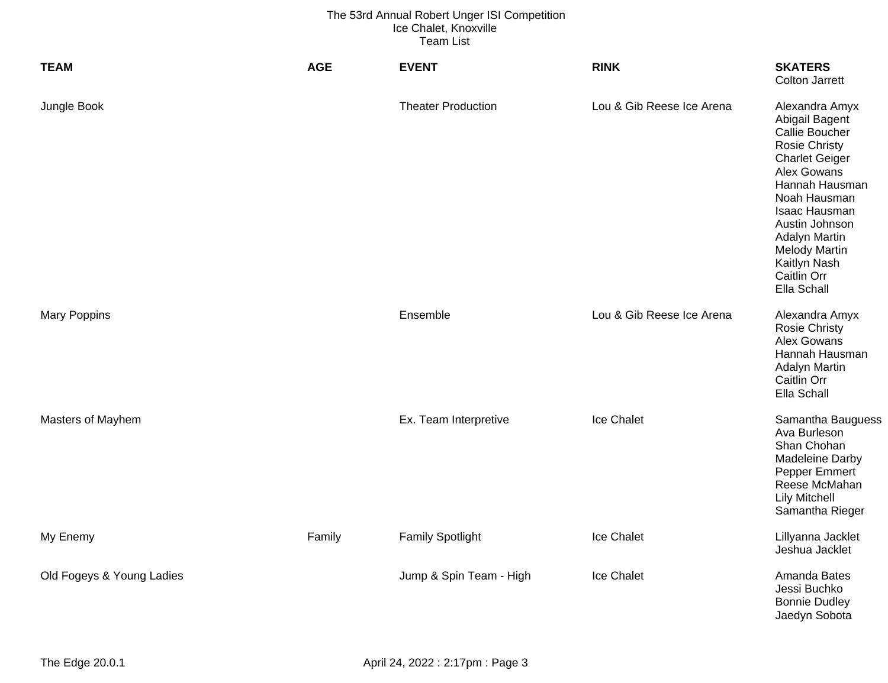The 53rd Annual Robert Unger ISI Competition
Ice Chalet, Knoxville
Team List

| TEAM | AGE | EVENT | RINK | SKATERS |
|---|---|---|---|---|
| | | | | Colton Jarrett |
| Jungle Book | | Theater Production | Lou & Gib Reese Ice Arena | Alexandra Amyx<br>Abigail Bagent<br>Callie Boucher<br>Rosie Christy<br>Charlet Geiger<br>Alex Gowans<br>Hannah Hausman<br>Noah Hausman<br>Isaac Hausman<br>Austin Johnson<br>Adalyn Martin<br>Melody Martin<br>Kaitlyn Nash<br>Caitlin Orr<br>Ella Schall |
| Mary Poppins | | Ensemble | Lou & Gib Reese Ice Arena | Alexandra Amyx<br>Rosie Christy<br>Alex Gowans<br>Hannah Hausman<br>Adalyn Martin<br>Caitlin Orr<br>Ella Schall |
| Masters of Mayhem | | Ex. Team Interpretive | Ice Chalet | Samantha Bauguess<br>Ava Burleson<br>Shan Chohan<br>Madeleine Darby<br>Pepper Emmert<br>Reese McMahan<br>Lily Mitchell<br>Samantha Rieger |
| My Enemy | Family | Family Spotlight | Ice Chalet | Lillyanna Jacklet<br>Jeshua Jacklet |
| Old Fogeys & Young Ladies | | Jump & Spin Team - High | Ice Chalet | Amanda Bates<br>Jessi Buchko<br>Bonnie Dudley<br>Jaedyn Sobota |

The Edge 20.0.1 April 24, 2022 : 2:17pm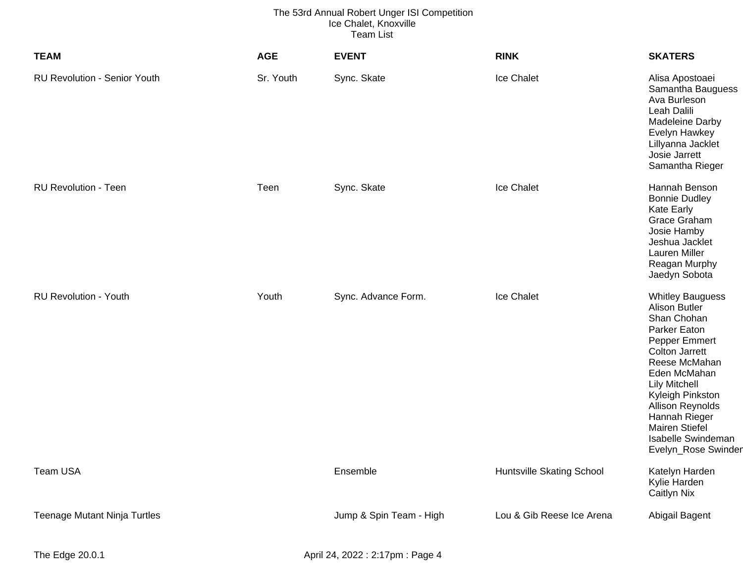The 53rd Annual Robert Unger ISI Competition
Ice Chalet, Knoxville
Team List

| TEAM | AGE | EVENT | RINK | SKATERS |
|---|---|---|---|---|
| RU Revolution - Senior Youth | Sr. Youth | Sync. Skate | Ice Chalet | Alisa Apostoaei<br>Samantha Bauguess<br>Ava Burleson<br>Leah Dalili<br>Madeleine Darby<br>Evelyn Hawkey<br>Lillyanna Jacklet<br>Josie Jarrett<br>Samantha Rieger |
| RU Revolution - Teen | Teen | Sync. Skate | Ice Chalet | Hannah Benson<br>Bonnie Dudley<br>Kate Early<br>Grace Graham<br>Josie Hamby<br>Jeshua Jacklet<br>Lauren Miller<br>Reagan Murphy<br>Jaedyn Sobota |
| RU Revolution - Youth | Youth | Sync. Advance Form. | Ice Chalet | Whitley Bauguess<br>Alison Butler<br>Shan Chohan<br>Parker Eaton<br>Pepper Emmert<br>Colton Jarrett<br>Reese McMahan<br>Eden McMahan<br>Lily Mitchell<br>Kyleigh Pinkston<br>Allison Reynolds<br>Hannah Rieger<br>Mairen Stiefel<br>Isabelle Swindeman<br>Evelyn_Rose Swinder |
| Team USA | | Ensemble | Huntsville Skating School | Katelyn Harden<br>Kylie Harden<br>Caitlyn Nix |
| Teenage Mutant Ninja Turtles | | Jump & Spin Team - High | Lou & Gib Reese Ice Arena | Abigail Bagent |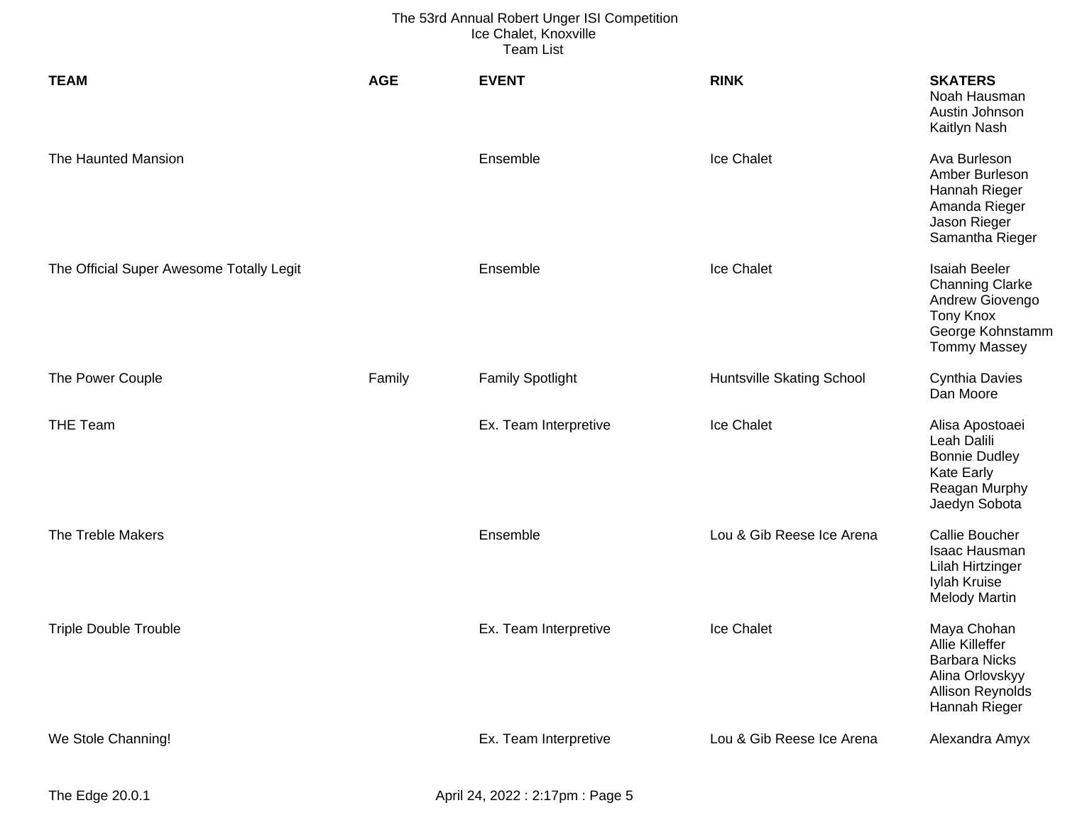The 53rd Annual Robert Unger ISI Competition
Ice Chalet, Knoxville
Team List

| TEAM | AGE | EVENT | RINK | SKATERS |
|---|---|---|---|---|
| | | | | Noah Hausman<br>Austin Johnson<br>Kaitlyn Nash |
| The Haunted Mansion | | Ensemble | Ice Chalet | Ava Burleson<br>Amber Burleson<br>Hannah Rieger<br>Amanda Rieger<br>Jason Rieger<br>Samantha Rieger |
| The Official Super Awesome Totally Legit | | Ensemble | Ice Chalet | Isaiah Beeler<br>Channing Clarke<br>Andrew Giovengo<br>Tony Knox<br>George Kohnstamm<br>Tommy Massey |
| The Power Couple | Family | Family Spotlight | Huntsville Skating School | Cynthia Davies<br>Dan Moore |
| THE Team | | Ex. Team Interpretive | Ice Chalet | Alisa Apostoaei<br>Leah Dalili<br>Bonnie Dudley<br>Kate Early<br>Reagan Murphy<br>Jaedyn Sobota |
| The Treble Makers | | Ensemble | Lou & Gib Reese Ice Arena | Callie Boucher<br>Isaac Hausman<br>Lilah Hirtzinger<br>Iylah Kruise<br>Melody Martin |
| Triple Double Trouble | | Ex. Team Interpretive | Ice Chalet | Maya Chohan<br>Allie Killeffer<br>Barbara Nicks<br>Alina Orlovskyy<br>Allison Reynolds<br>Hannah Rieger |
| We Stole Channing! | | Ex. Team Interpretive | Lou & Gib Reese Ice Arena | Alexandra Amyx |

The Edge 20.0.1 April 24, 2022 : 2:17pm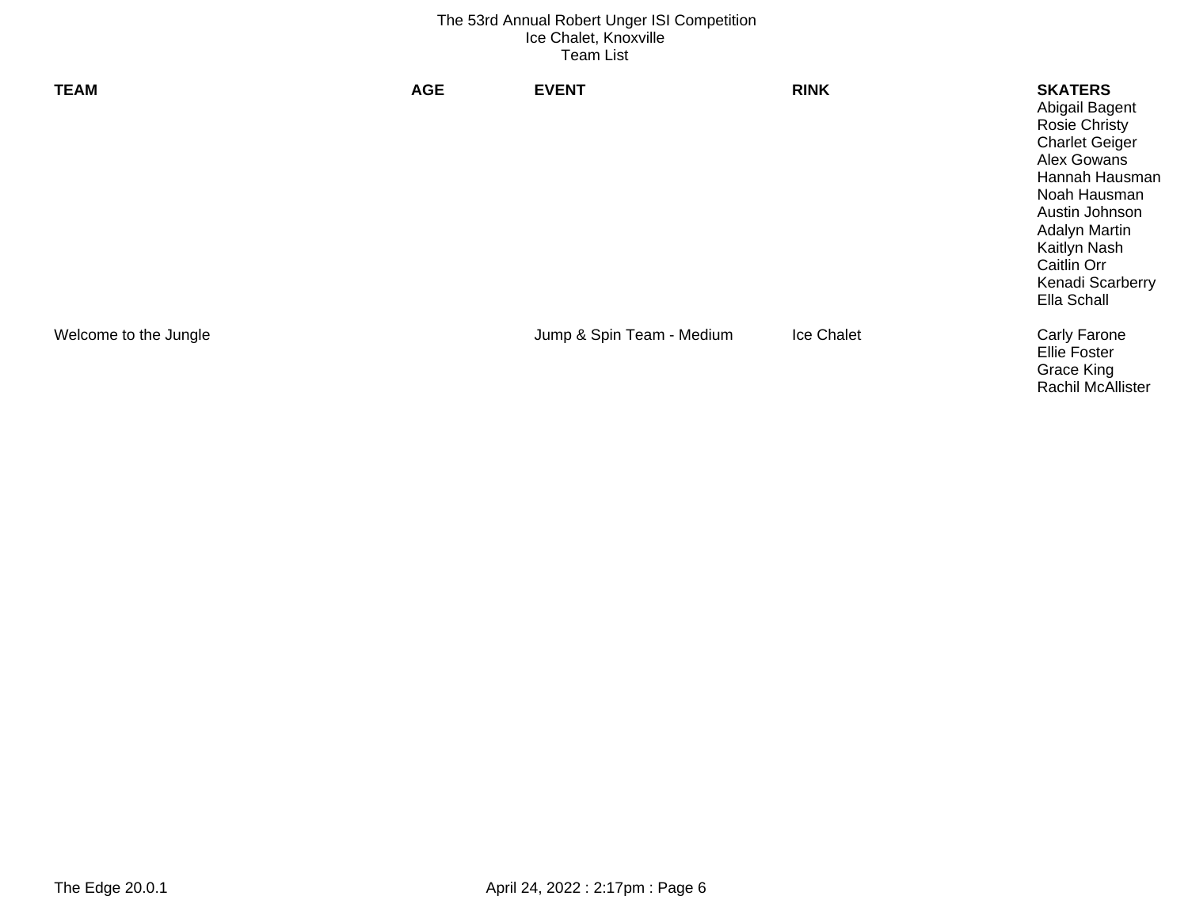The 53rd Annual Robert Unger ISI Competition
Ice Chalet, Knoxville
Team List

| TEAM | AGE | EVENT | RINK | SKATERS |
| --- | --- | --- | --- | --- |
| | | | | Abigail Bagent<br>Rosie Christy<br>Charlet Geiger<br>Alex Gowans<br>Hannah Hausman<br>Noah Hausman<br>Austin Johnson<br>Adalyn Martin<br>Kaitlyn Nash<br>Caitlin Orr<br>Kenadi Scarberry<br>Ella Schall |
| Welcome to the Jungle | | Jump & Spin Team - Medium | Ice Chalet | Carly Farone<br>Ellie Foster<br>Grace King<br>Rachil McAllister |

The Edge 20.0.1 April 24, 2022 : 2:17pm : Page 6